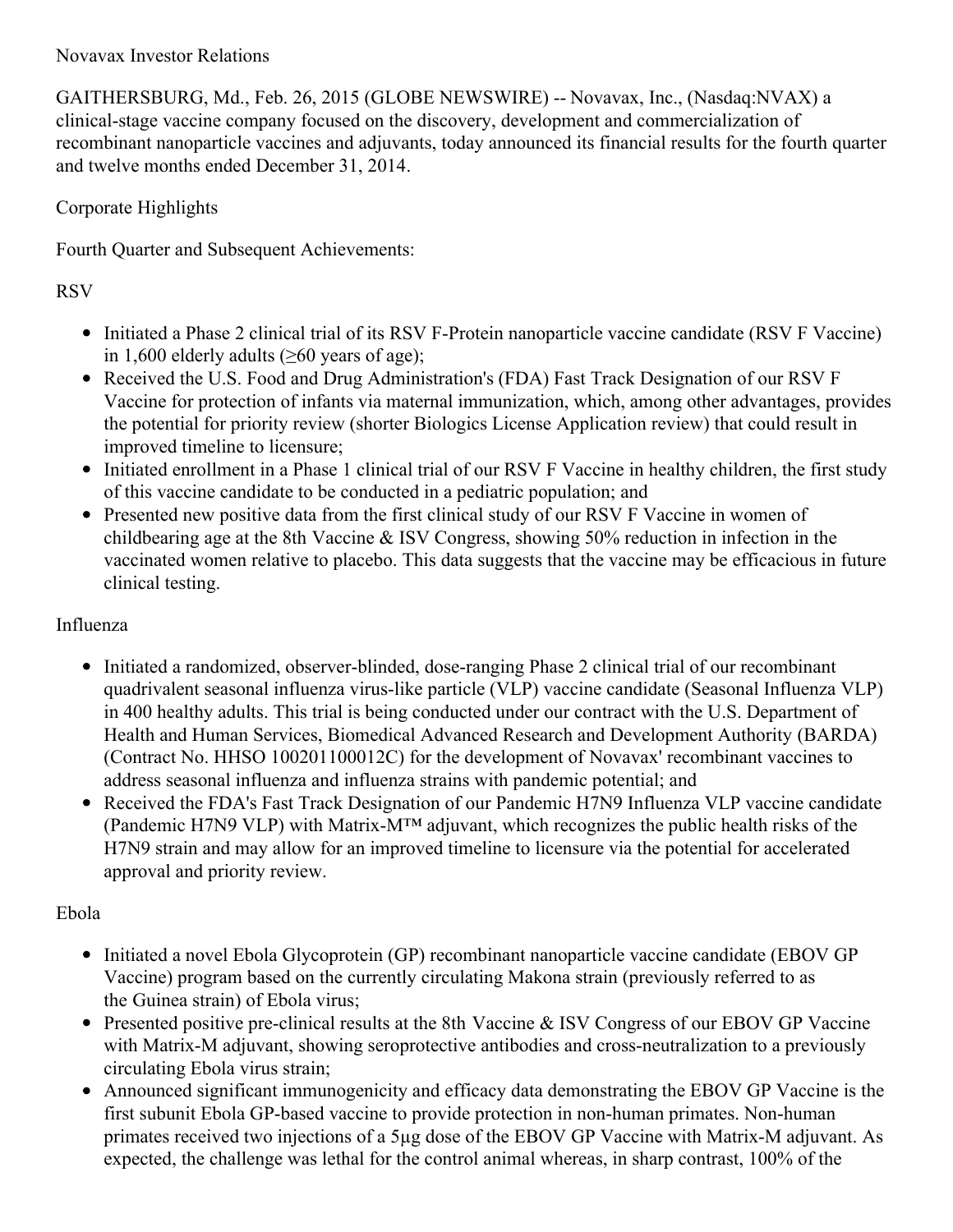Novavax Investor Relations

GAITHERSBURG, Md., Feb. 26, 2015 (GLOBE NEWSWIRE) -- Novavax, Inc., (Nasdaq:NVAX) a clinical-stage vaccine company focused on the discovery, development and commercialization of recombinant nanoparticle vaccines and adjuvants, today announced its financial results for the fourth quarter and twelve months ended December 31, 2014.

## Corporate Highlights

### Fourth Quarter and Subsequent Achievements:

#### RSV

- Initiated a Phase 2 clinical trial of its RSV F-Protein nanoparticle vaccine candidate (RSV F Vaccine) in 1,600 elderly adults (≥60 years of age);
- Received the U.S. Food and Drug Administration's (FDA) Fast Track Designation of our RSV F Vaccine for protection of infants via maternal immunization, which, among other advantages, provides the potential for priority review (shorter Biologics License Application review) that could result in improved timeline to licensure;
- Initiated enrollment in a Phase 1 clinical trial of our RSV F Vaccine in healthy children, the first study of this vaccine candidate to be conducted in a pediatric population; and
- Presented new positive data from the first clinical study of our RSV F Vaccine in women of childbearing age at the 8th Vaccine & ISV Congress, showing 50% reduction in infection in the vaccinated women relative to placebo. This data suggests that the vaccine may be efficacious in future clinical testing.

#### Influenza

- Initiated a randomized, observer-blinded, dose-ranging Phase 2 clinical trial of our recombinant quadrivalent seasonal influenza virus-like particle (VLP) vaccine candidate (Seasonal Influenza VLP) in 400 healthy adults. This trial is being conducted under our contract with the U.S. Department of Health and Human Services, Biomedical Advanced Research and Development Authority (BARDA) (Contract No. HHSO 100201100012C) for the development of Novavax' recombinant vaccines to address seasonal influenza and influenza strains with pandemic potential; and
- Received the FDA's Fast Track Designation of our Pandemic H7N9 Influenza VLP vaccine candidate (Pandemic H7N9 VLP) with Matrix-M™ adjuvant, which recognizes the public health risks of the H7N9 strain and may allow for an improved timeline to licensure via the potential for accelerated approval and priority review.

#### Ebola

- Initiated a novel Ebola Glycoprotein (GP) recombinant nanoparticle vaccine candidate (EBOV GP Vaccine) program based on the currently circulating Makona strain (previously referred to as the Guinea strain) of Ebola virus;
- Presented positive pre-clinical results at the 8th Vaccine & ISV Congress of our EBOV GP Vaccine with Matrix-M adjuvant, showing seroprotective antibodies and cross-neutralization to a previously circulating Ebola virus strain;
- Announced significant immunogenicity and efficacy data demonstrating the EBOV GP Vaccine is the first subunit Ebola GP-based vaccine to provide protection in non-human primates. Non-human primates received two injections of a 5µg dose of the EBOV GP Vaccine with Matrix-M adjuvant. As expected, the challenge was lethal for the control animal whereas, in sharp contrast, 100% of the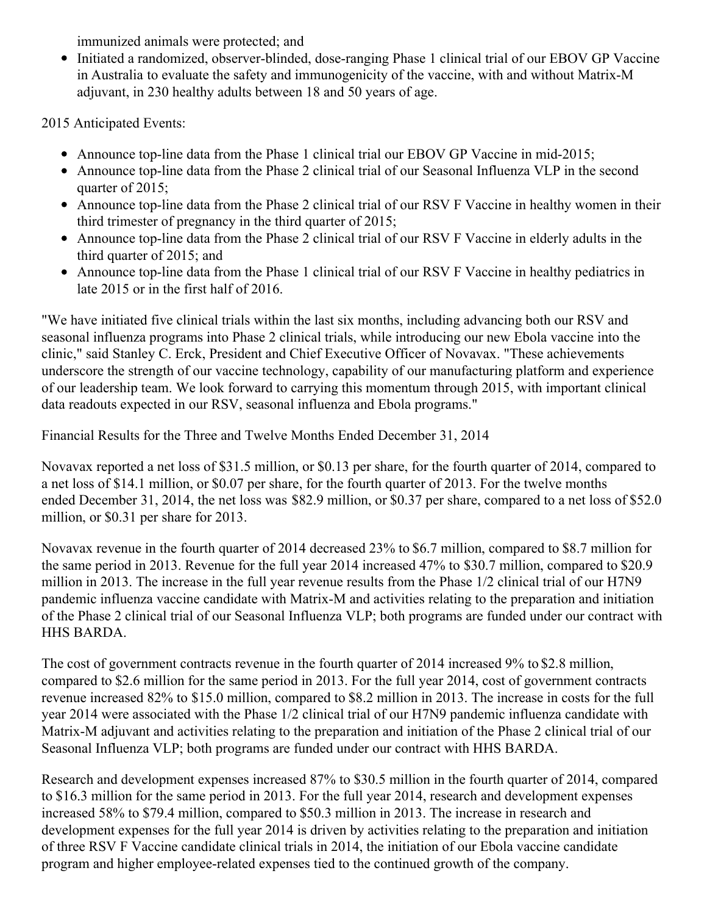immunized animals were protected; and

- Initiated a randomized, observer-blinded, dose-ranging Phase 1 clinical trial of our EBOV GP Vaccine in Australia to evaluate the safety and immunogenicity of the vaccine, with and without Matrix-M adjuvant, in 230 healthy adults between 18 and 50 years of age.

2015 Anticipated Events:

- Announce top-line data from the Phase 1 clinical trial our EBOV GP Vaccine in mid-2015;
- Announce top-line data from the Phase 2 clinical trial of our Seasonal Influenza VLP in the second quarter of 2015;
- Announce top-line data from the Phase 2 clinical trial of our RSV F Vaccine in healthy women in their third trimester of pregnancy in the third quarter of 2015;
- Announce top-line data from the Phase 2 clinical trial of our RSV F Vaccine in elderly adults in the third quarter of 2015; and
- Announce top-line data from the Phase 1 clinical trial of our RSV F Vaccine in healthy pediatrics in late 2015 or in the first half of 2016.

"We have initiated five clinical trials within the last six months, including advancing both our RSV and seasonal influenza programs into Phase 2 clinical trials, while introducing our new Ebola vaccine into the clinic," said Stanley C. Erck, President and Chief Executive Officer of Novavax. "These achievements underscore the strength of our vaccine technology, capability of our manufacturing platform and experience of our leadership team. We look forward to carrying this momentum through 2015, with important clinical data readouts expected in our RSV, seasonal influenza and Ebola programs."

Financial Results for the Three and Twelve Months Ended December 31, 2014

Novavax reported a net loss of $31.5 million, or $0.13 per share, for the fourth quarter of 2014, compared to a net loss of $14.1 million, or $0.07 per share, for the fourth quarter of 2013. For the twelve months ended December 31, 2014, the net loss was $82.9 million, or $0.37 per share, compared to a net loss of $52.0 million, or $0.31 per share for 2013.

Novavax revenue in the fourth quarter of 2014 decreased 23% to $6.7 million, compared to $8.7 million for the same period in 2013. Revenue for the full year 2014 increased 47% to $30.7 million, compared to $20.9 million in 2013. The increase in the full year revenue results from the Phase 1/2 clinical trial of our H7N9 pandemic influenza vaccine candidate with Matrix-M and activities relating to the preparation and initiation of the Phase 2 clinical trial of our Seasonal Influenza VLP; both programs are funded under our contract with HHS BARDA.

The cost of government contracts revenue in the fourth quarter of 2014 increased 9% to $2.8 million, compared to $2.6 million for the same period in 2013. For the full year 2014, cost of government contracts revenue increased 82% to $15.0 million, compared to $8.2 million in 2013. The increase in costs for the full year 2014 were associated with the Phase 1/2 clinical trial of our H7N9 pandemic influenza candidate with Matrix-M adjuvant and activities relating to the preparation and initiation of the Phase 2 clinical trial of our Seasonal Influenza VLP; both programs are funded under our contract with HHS BARDA.

Research and development expenses increased 87% to $30.5 million in the fourth quarter of 2014, compared to $16.3 million for the same period in 2013. For the full year 2014, research and development expenses increased 58% to $79.4 million, compared to $50.3 million in 2013. The increase in research and development expenses for the full year 2014 is driven by activities relating to the preparation and initiation of three RSV F Vaccine candidate clinical trials in 2014, the initiation of our Ebola vaccine candidate program and higher employee-related expenses tied to the continued growth of the company.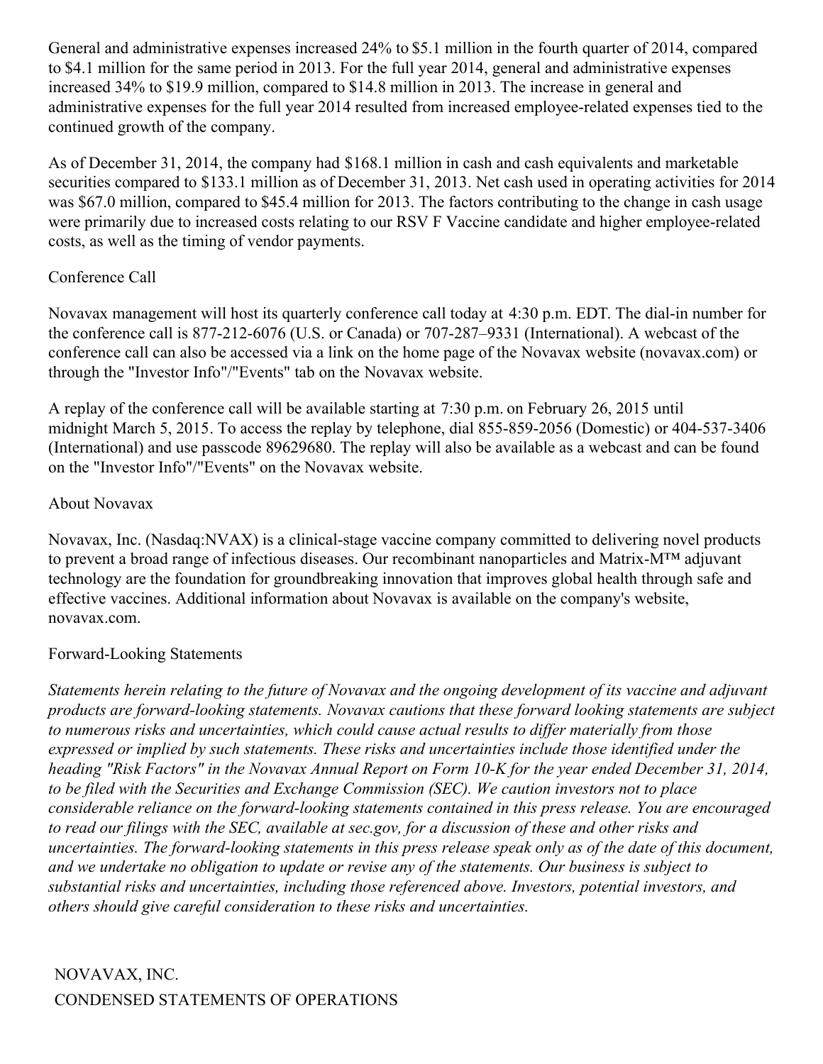General and administrative expenses increased 24% to $5.1 million in the fourth quarter of 2014, compared to $4.1 million for the same period in 2013. For the full year 2014, general and administrative expenses increased 34% to $19.9 million, compared to $14.8 million in 2013. The increase in general and administrative expenses for the full year 2014 resulted from increased employee-related expenses tied to the continued growth of the company.

As of December 31, 2014, the company had $168.1 million in cash and cash equivalents and marketable securities compared to $133.1 million as of December 31, 2013. Net cash used in operating activities for 2014 was $67.0 million, compared to $45.4 million for 2013. The factors contributing to the change in cash usage were primarily due to increased costs relating to our RSV F Vaccine candidate and higher employee-related costs, as well as the timing of vendor payments.

## Conference Call

Novavax management will host its quarterly conference call today at 4:30 p.m. EDT. The dial-in number for the conference call is 877-212-6076 (U.S. or Canada) or 707-287–9331 (International). A webcast of the conference call can also be accessed via a link on the home page of the Novavax website (novavax.com) or through the "Investor Info"/"Events" tab on the Novavax website.

A replay of the conference call will be available starting at 7:30 p.m. on February 26, 2015 until midnight March 5, 2015. To access the replay by telephone, dial 855-859-2056 (Domestic) or 404-537-3406 (International) and use passcode 89629680. The replay will also be available as a webcast and can be found on the "Investor Info"/"Events" on the Novavax website.

## About Novavax

Novavax, Inc. (Nasdaq:NVAX) is a clinical-stage vaccine company committed to delivering novel products to prevent a broad range of infectious diseases. Our recombinant nanoparticles and Matrix-M™ adjuvant technology are the foundation for groundbreaking innovation that improves global health through safe and effective vaccines. Additional information about Novavax is available on the company's website, novavax.com.

## Forward-Looking Statements

*Statements herein relating to the future of Novavax and the ongoing development of its vaccine and adjuvant products are forward-looking statements. Novavax cautions that these forward looking statements are subject to numerous risks and uncertainties, which could cause actual results to differ materially from those expressed or implied by such statements. These risks and uncertainties include those identified under the heading "Risk Factors" in the Novavax Annual Report on Form 10-K for the year ended December 31, 2014, to be filed with the Securities and Exchange Commission (SEC). We caution investors not to place considerable reliance on the forward-looking statements contained in this press release. You are encouraged to read our filings with the SEC, available at sec.gov, for a discussion of these and other risks and uncertainties. The forward-looking statements in this press release speak only as of the date of this document, and we undertake no obligation to update or revise any of the statements. Our business is subject to substantial risks and uncertainties, including those referenced above. Investors, potential investors, and others should give careful consideration to these risks and uncertainties.*

NOVAVAX, INC.
CONDENSED STATEMENTS OF OPERATIONS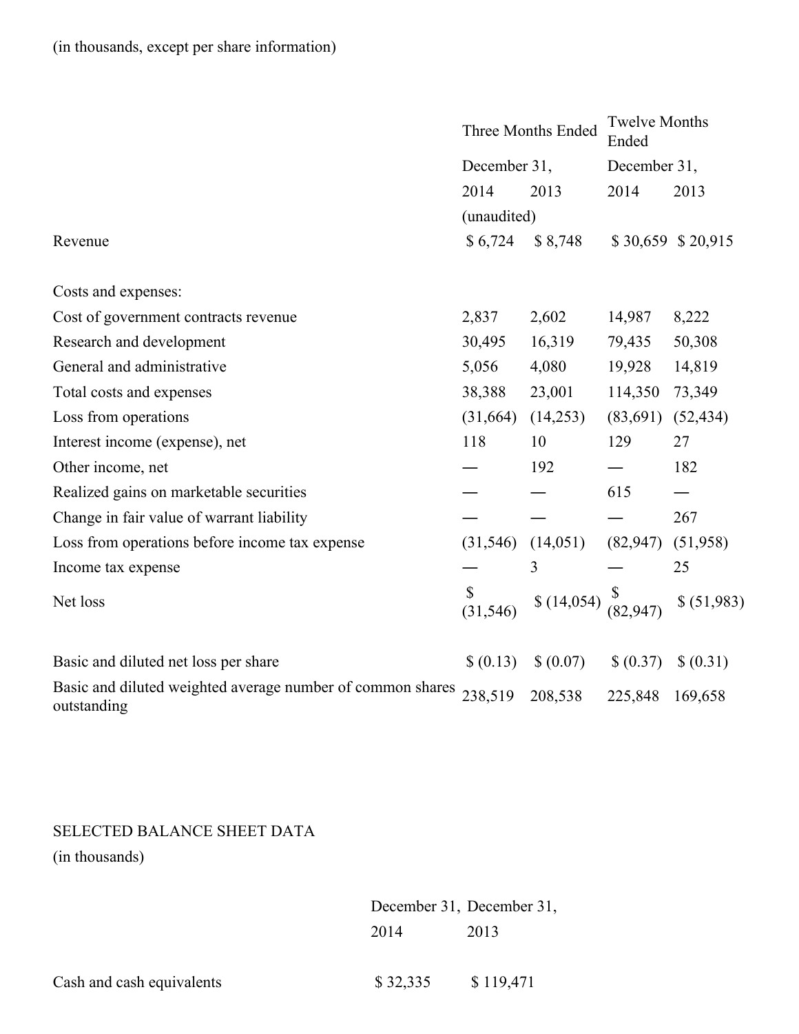(in thousands, except per share information)

| | Three Months Ended | | Twelve Months Ended | |
|---|---|---|---|---|
| | December 31, | | December 31, | |
| | 2014 | 2013 | 2014 | 2013 |
| | (unaudited) | | | |
| Revenue | $ 6,724 | $ 8,748 | $ 30,659 | $ 20,915 |
| | | | | |
| Costs and expenses: | | | | |
| Cost of government contracts revenue | 2,837 | 2,602 | 14,987 | 8,222 |
| Research and development | 30,495 | 16,319 | 79,435 | 50,308 |
| General and administrative | 5,056 | 4,080 | 19,928 | 14,819 |
| Total costs and expenses | 38,388 | 23,001 | 114,350 | 73,349 |
| Loss from operations | (31,664) | (14,253) | (83,691) | (52,434) |
| Interest income (expense), net | 118 | 10 | 129 | 27 |
| Other income, net | — | 192 | — | 182 |
| Realized gains on marketable securities | — | — | 615 | — |
| Change in fair value of warrant liability | — | — | — | 267 |
| Loss from operations before income tax expense | (31,546) | (14,051) | (82,947) | (51,958) |
| Income tax expense | — | 3 | — | 25 |
| Net loss | $ (31,546) | $ (14,054) | $ (82,947) | $ (51,983) |
| | | | | |
| Basic and diluted net loss per share | $ (0.13) | $ (0.07) | $ (0.37) | $ (0.31) |
| Basic and diluted weighted average number of common shares outstanding | 238,519 | 208,538 | 225,848 | 169,658 |

SELECTED BALANCE SHEET DATA

(in thousands)

| | December 31, 2014 | December 31, 2013 |
|---|---|---|
| Cash and cash equivalents | $ 32,335 | $ 119,471 |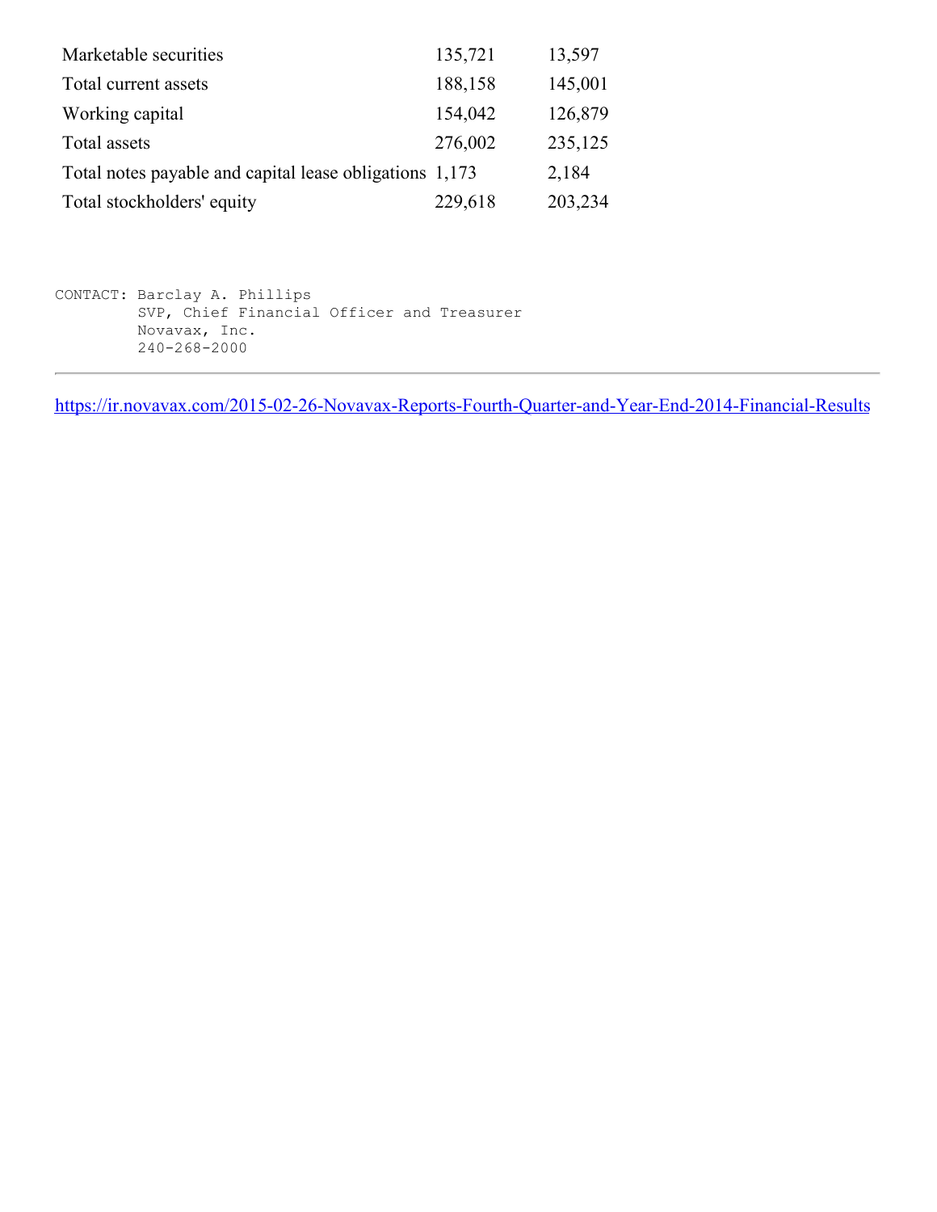| | | |
|---|---|---|
| Marketable securities | 135,721 | 13,597 |
| Total current assets | 188,158 | 145,001 |
| Working capital | 154,042 | 126,879 |
| Total assets | 276,002 | 235,125 |
| Total notes payable and capital lease obligations | 1,173 | 2,184 |
| Total stockholders' equity | 229,618 | 203,234 |

```
CONTACT: Barclay A. Phillips
         SVP, Chief Financial Officer and Treasurer
         Novavax, Inc.
         240-268-2000
```

---

https://ir.novavax.com/2015-02-26-Novavax-Reports-Fourth-Quarter-and-Year-End-2014-Financial-Results